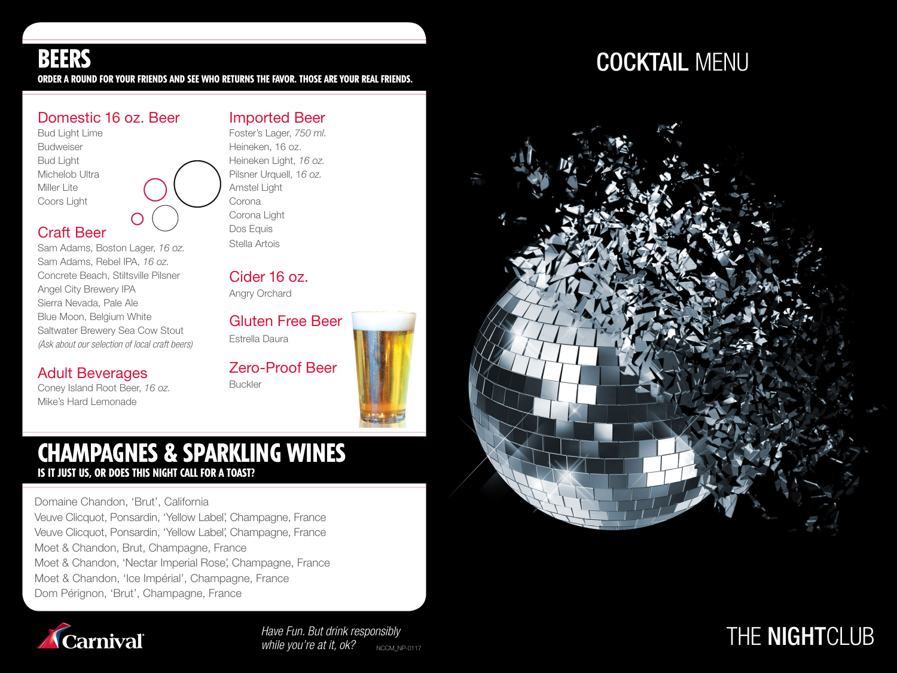# BEERS

**ORDER A ROUND FOR YOUR FRIENDS AND SEE WHO RETURNS THE FAVOR. THOSE ARE YOUR REAL FRIENDS.**

## Domestic 16 oz. Beer

Bud Light Lime
Budweiser
Bud Light
Michelob Ultra
Miller Lite
Coors Light

## Craft Beer

Sam Adams, Boston Lager, *16 oz.*
Sam Adams, Rebel IPA, *16 oz.*
Concrete Beach, Stiltsville Pilsner
Angel City Brewery IPA
Sierra Nevada, Pale Ale
Blue Moon, Belgium White
Saltwater Brewery Sea Cow Stout
*(Ask about our selection of local craft beers)*

## Adult Beverages

Coney Island Root Beer, *16 oz.*
Mike's Hard Lemonade

## Imported Beer

Foster's Lager, *750 ml.*
Heineken, 16 oz.
Heineken Light, *16 oz.*
Pilsner Urquell, 16 *oz.*
Amstel Light
Corona
Corona Light
Dos Equis
Stella Artois

## Cider 16 oz.

Angry Orchard

## Gluten Free Beer

Estrella Daura

## Zero-Proof Beer

Buckler

# CHAMPAGNES & SPARKLING WINES

**IS IT JUST US, OR DOES THIS NIGHT CALL FOR A TOAST?**

Domaine Chandon, 'Brut', California
Veuve Clicquot, Ponsardin, 'Yellow Label', Champagne, France
Veuve Clicquot, Ponsardin, 'Yellow Label', Champagne, France
Moet & Chandon, Brut, Champagne, France
Moet & Chandon, 'Nectar Imperial Rose', Champagne, France
Moet & Chandon, 'Ice Impérial', Champagne, France
Dom Pérignon, 'Brut', Champagne, France

Carnival

*Have Fun. But drink responsibly while you're at it, ok?*

NCCM_NP-0117

# COCKTAIL MENU

THE NIGHTCLUB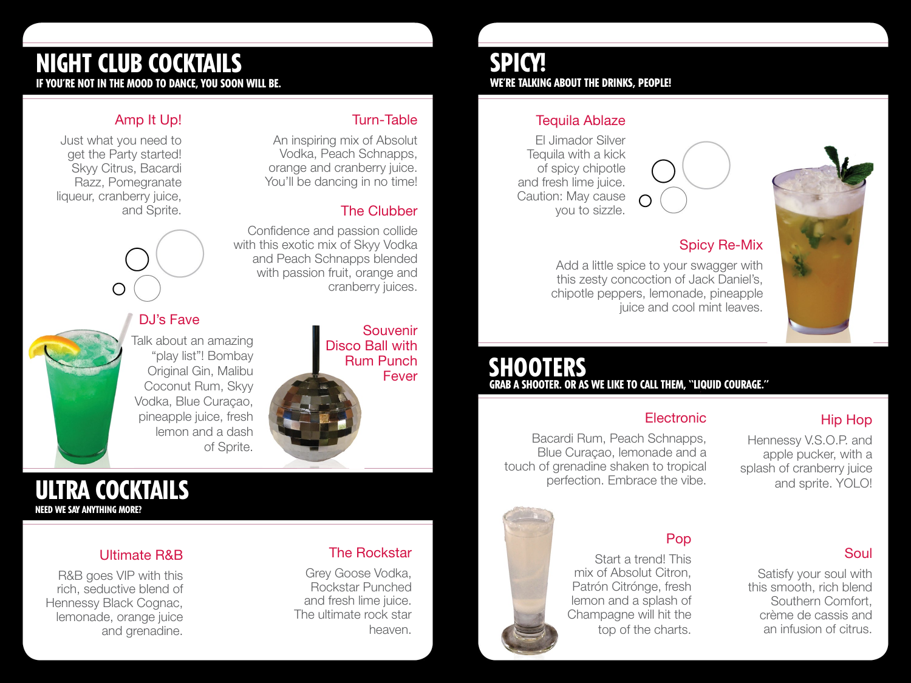# NIGHT CLUB COCKTAILS

**IF YOU'RE NOT IN THE MOOD TO DANCE, YOU SOON WILL BE.**

### Amp It Up!

Just what you need to get the Party started! Skyy Citrus, Bacardi Razz, Pomegranate liqueur, cranberry juice, and Sprite.

### Turn-Table

An inspiring mix of Absolut Vodka, Peach Schnapps, orange and cranberry juice. You'll be dancing in no time!

### The Clubber

Confidence and passion collide with this exotic mix of Skyy Vodka and Peach Schnapps blended with passion fruit, orange and cranberry juices.

### DJ's Fave

Talk about an amazing "play list"! Bombay Original Gin, Malibu Coconut Rum, Skyy Vodka, Blue Curaçao, pineapple juice, fresh lemon and a dash of Sprite.

### Souvenir Disco Ball with Rum Punch Fever

# ULTRA COCKTAILS

**NEED WE SAY ANYTHING MORE?**

### Ultimate R&B

R&B goes VIP with this rich, seductive blend of Hennessy Black Cognac, lemonade, orange juice and grenadine.

### The Rockstar

Grey Goose Vodka, Rockstar Punched and fresh lime juice. The ultimate rock star heaven.

# SPICY!

**WE'RE TALKING ABOUT THE DRINKS, PEOPLE!**

### Tequila Ablaze

El Jimador Silver Tequila with a kick of spicy chipotle and fresh lime juice. Caution: May cause you to sizzle.

### Spicy Re-Mix

Add a little spice to your swagger with this zesty concoction of Jack Daniel's, chipotle peppers, lemonade, pineapple juice and cool mint leaves.

# SHOOTERS

**GRAB A SHOOTER. OR AS WE LIKE TO CALL THEM, "LIQUID COURAGE."**

### Electronic

Bacardi Rum, Peach Schnapps, Blue Curaçao, lemonade and a touch of grenadine shaken to tropical perfection. Embrace the vibe.

### Hip Hop

Hennessy V.S.O.P. and apple pucker, with a splash of cranberry juice and sprite. YOLO!

### Pop

Start a trend! This mix of Absolut Citron, Patrón Citrónge, fresh lemon and a splash of Champagne will hit the top of the charts.

### Soul

Satisfy your soul with this smooth, rich blend Southern Comfort, crème de cassis and an infusion of citrus.